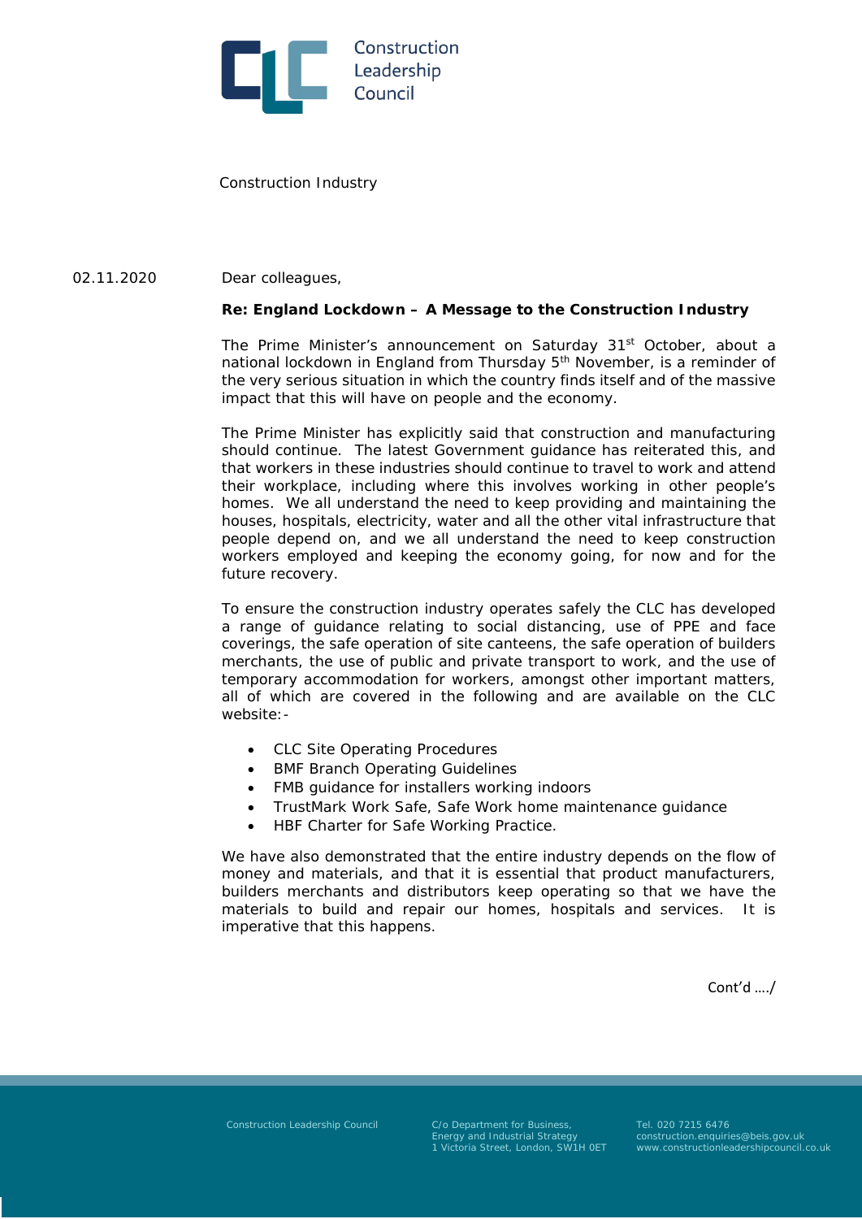Construction Leadership Council

Construction Industry

02.11.2020

Dear colleagues,

**Re: England Lockdown – A Message to the Construction Industry**

The Prime Minister's announcement on Saturday 31st October, about a national lockdown in England from Thursday 5th November, is a reminder of the very serious situation in which the country finds itself and of the massive impact that this will have on people and the economy.

The Prime Minister has explicitly said that construction and manufacturing should continue. The latest Government guidance has reiterated this, and that workers in these industries should continue to travel to work and attend their workplace, including where this involves working in other people's homes. We all understand the need to keep providing and maintaining the houses, hospitals, electricity, water and all the other vital infrastructure that people depend on, and we all understand the need to keep construction workers employed and keeping the economy going, for now and for the future recovery.

To ensure the construction industry operates safely the CLC has developed a range of guidance relating to social distancing, use of PPE and face coverings, the safe operation of site canteens, the safe operation of builders merchants, the use of public and private transport to work, and the use of temporary accommodation for workers, amongst other important matters, all of which are covered in the following and are available on the CLC website:-

- CLC Site Operating Procedures
- BMF Branch Operating Guidelines
- FMB guidance for installers working indoors
- TrustMark Work Safe, Safe Work home maintenance guidance
- HBF Charter for Safe Working Practice.

We have also demonstrated that the entire industry depends on the flow of money and materials, and that it is essential that product manufacturers, builders merchants and distributors keep operating so that we have the materials to build and repair our homes, hospitals and services. It is imperative that this happens.

Cont'd …./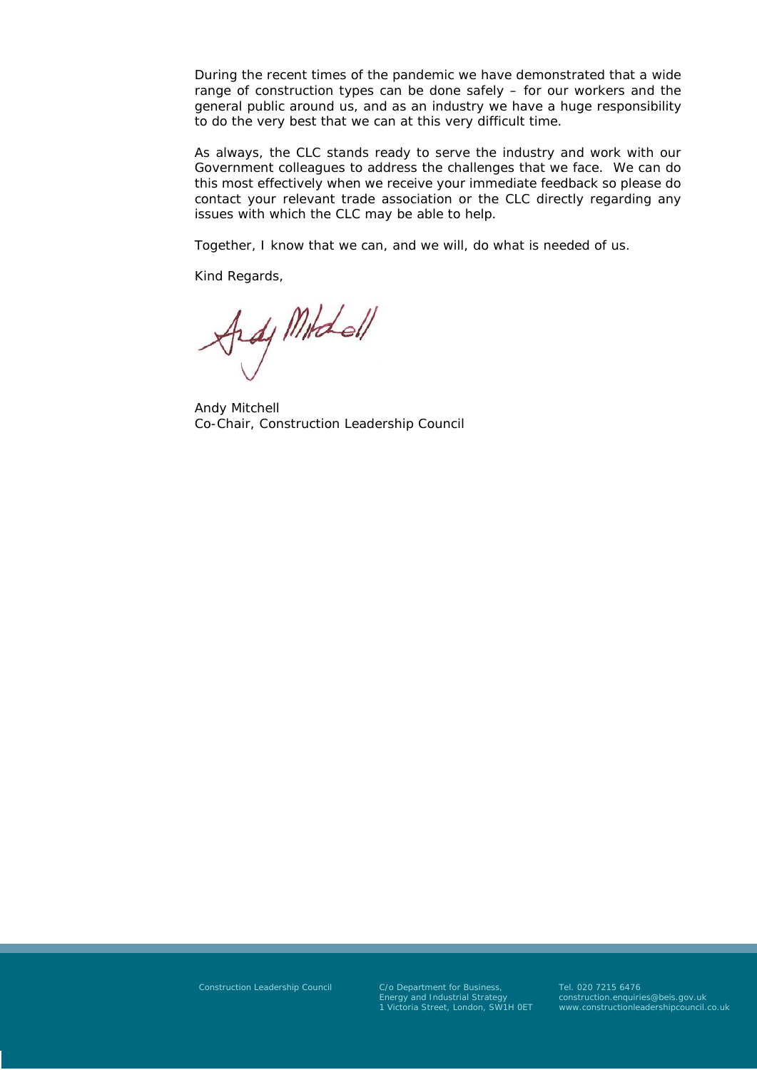During the recent times of the pandemic we have demonstrated that a wide range of construction types can be done safely – for our workers and the general public around us, and as an industry we have a huge responsibility to do the very best that we can at this very difficult time.

As always, the CLC stands ready to serve the industry and work with our Government colleagues to address the challenges that we face. We can do this most effectively when we receive your immediate feedback so please do contact your relevant trade association or the CLC directly regarding any issues with which the CLC may be able to help.

Together, I know that we can, and we will, do what is needed of us.

Kind Regards,

Andy Mitchell
Co-Chair, Construction Leadership Council

Construction Leadership Council

C/o Department for Business,
Energy and Industrial Strategy
1 Victoria Street, London, SW1H 0ET

Tel. 020 7215 6476
construction.enquiries@beis.gov.uk
www.constructionleadershipcouncil.co.uk